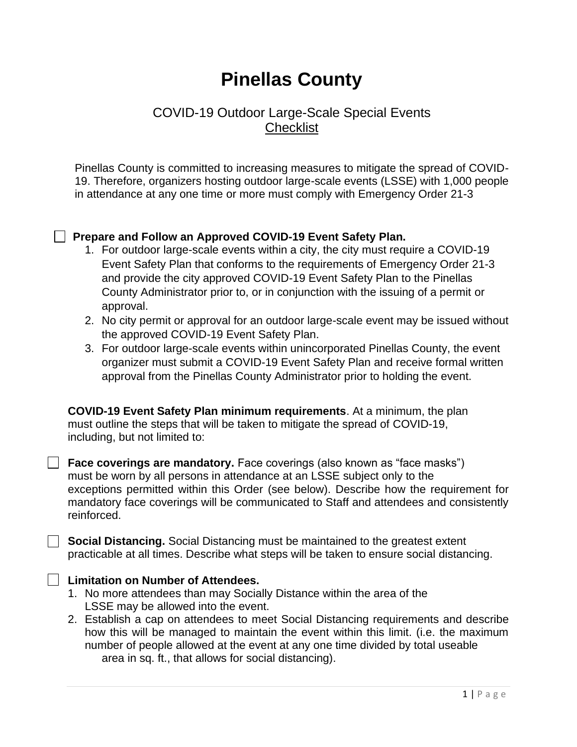# Pinellas County

## COVID-19 Outdoor Large-Scale Special Events Checklist

Pinellas County is committed to increasing measures to mitigate the spread of COVID-19. Therefore, organizers hosting outdoor large-scale events (LSSE) with 1,000 people in attendance at any one time or more must comply with Emergency Order 21-3

☐ **Prepare and Follow an Approved COVID-19 Event Safety Plan.**

1. For outdoor large-scale events within a city, the city must require a COVID-19 Event Safety Plan that conforms to the requirements of Emergency Order 21-3 and provide the city approved COVID-19 Event Safety Plan to the Pinellas County Administrator prior to, or in conjunction with the issuing of a permit or approval.
2. No city permit or approval for an outdoor large-scale event may be issued without the approved COVID-19 Event Safety Plan.
3. For outdoor large-scale events within unincorporated Pinellas County, the event organizer must submit a COVID-19 Event Safety Plan and receive formal written approval from the Pinellas County Administrator prior to holding the event.

**COVID-19 Event Safety Plan minimum requirements**. At a minimum, the plan must outline the steps that will be taken to mitigate the spread of COVID-19, including, but not limited to:

☐ **Face coverings are mandatory.** Face coverings (also known as "face masks") must be worn by all persons in attendance at an LSSE subject only to the exceptions permitted within this Order (see below). Describe how the requirement for mandatory face coverings will be communicated to Staff and attendees and consistently reinforced.

☐ **Social Distancing.** Social Distancing must be maintained to the greatest extent practicable at all times. Describe what steps will be taken to ensure social distancing.

☐ **Limitation on Number of Attendees.**

1. No more attendees than may Socially Distance within the area of the LSSE may be allowed into the event.
2. Establish a cap on attendees to meet Social Distancing requirements and describe how this will be managed to maintain the event within this limit. (i.e. the maximum number of people allowed at the event at any one time divided by total useable area in sq. ft., that allows for social distancing).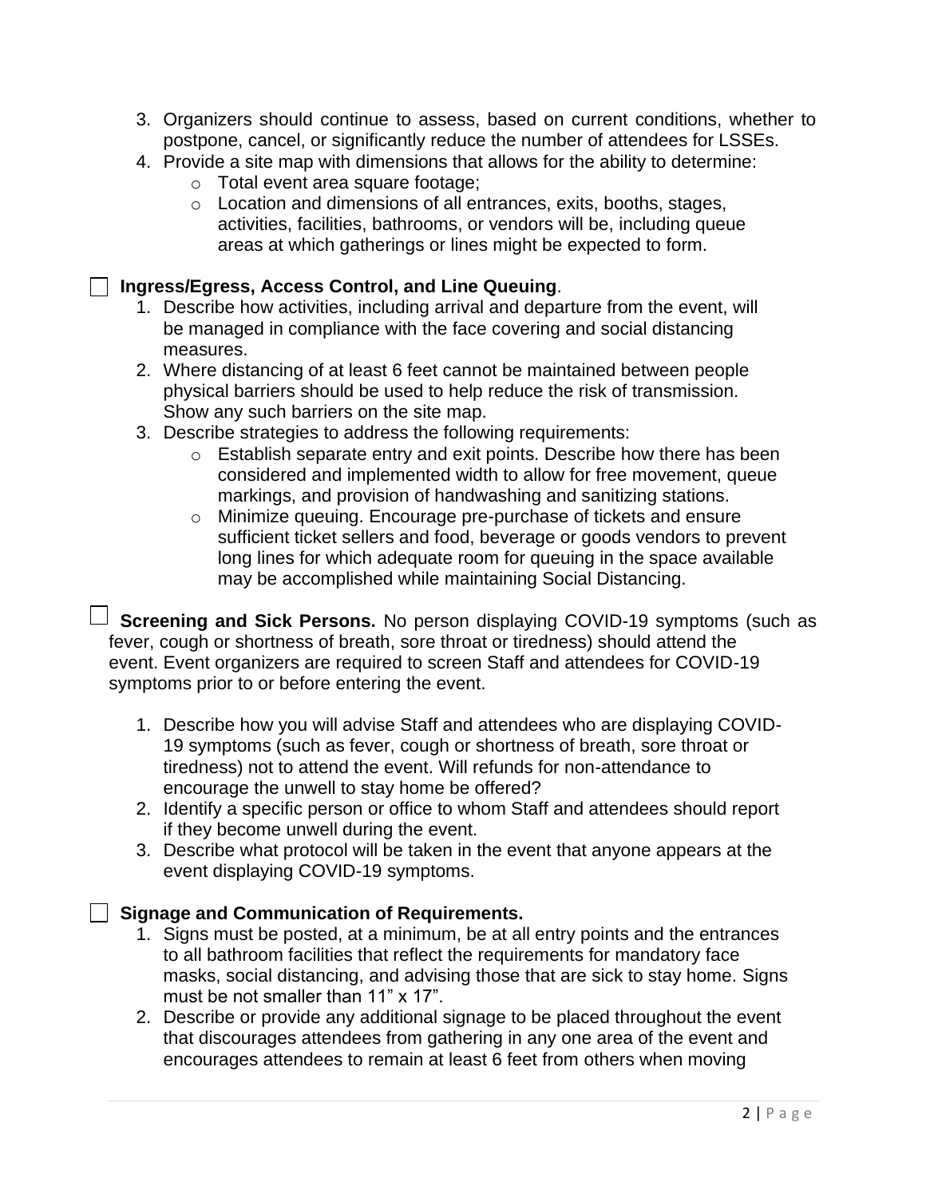3. Organizers should continue to assess, based on current conditions, whether to postpone, cancel, or significantly reduce the number of attendees for LSSEs.
4. Provide a site map with dimensions that allows for the ability to determine:
   - Total event area square footage;
   - Location and dimensions of all entrances, exits, booths, stages, activities, facilities, bathrooms, or vendors will be, including queue areas at which gatherings or lines might be expected to form.

☐ **Ingress/Egress, Access Control, and Line Queuing**.

1. Describe how activities, including arrival and departure from the event, will be managed in compliance with the face covering and social distancing measures.
2. Where distancing of at least 6 feet cannot be maintained between people physical barriers should be used to help reduce the risk of transmission. Show any such barriers on the site map.
3. Describe strategies to address the following requirements:
   - Establish separate entry and exit points. Describe how there has been considered and implemented width to allow for free movement, queue markings, and provision of handwashing and sanitizing stations.
   - Minimize queuing. Encourage pre-purchase of tickets and ensure sufficient ticket sellers and food, beverage or goods vendors to prevent long lines for which adequate room for queuing in the space available may be accomplished while maintaining Social Distancing.

☐ **Screening and Sick Persons.** No person displaying COVID-19 symptoms (such as fever, cough or shortness of breath, sore throat or tiredness) should attend the event. Event organizers are required to screen Staff and attendees for COVID-19 symptoms prior to or before entering the event.

1. Describe how you will advise Staff and attendees who are displaying COVID-19 symptoms (such as fever, cough or shortness of breath, sore throat or tiredness) not to attend the event. Will refunds for non-attendance to encourage the unwell to stay home be offered?
2. Identify a specific person or office to whom Staff and attendees should report if they become unwell during the event.
3. Describe what protocol will be taken in the event that anyone appears at the event displaying COVID-19 symptoms.

☐ **Signage and Communication of Requirements.**

1. Signs must be posted, at a minimum, be at all entry points and the entrances to all bathroom facilities that reflect the requirements for mandatory face masks, social distancing, and advising those that are sick to stay home. Signs must be not smaller than 11” x 17”.
2. Describe or provide any additional signage to be placed throughout the event that discourages attendees from gathering in any one area of the event and encourages attendees to remain at least 6 feet from others when moving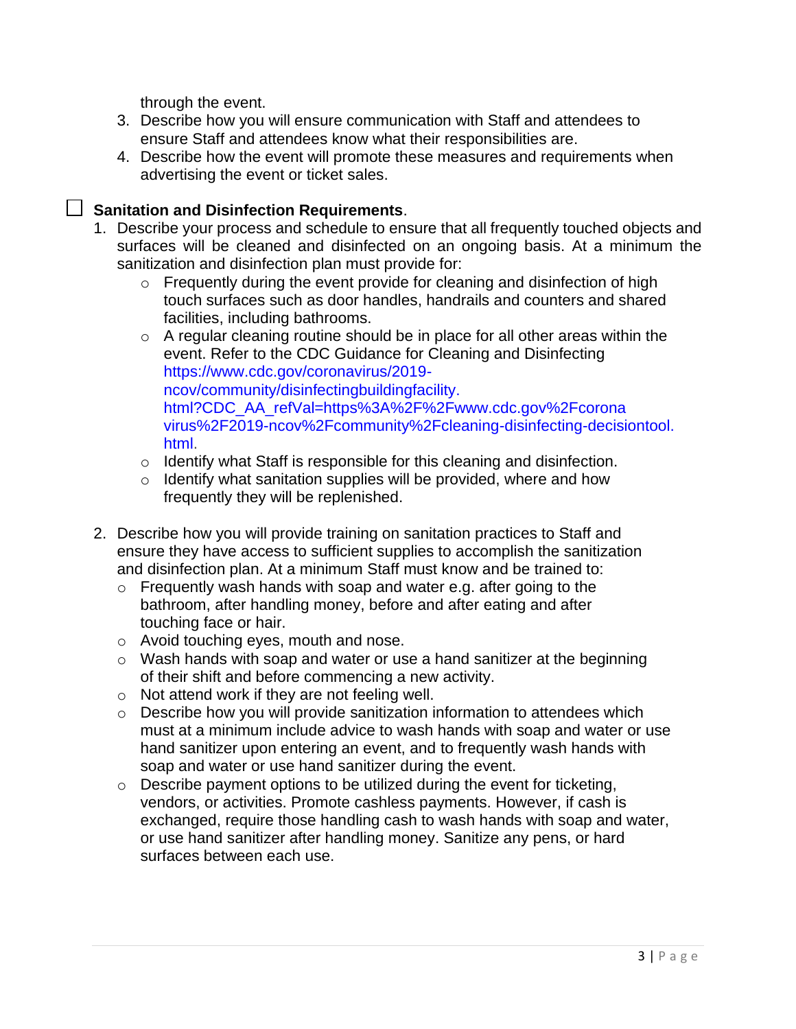through the event.

3. Describe how you will ensure communication with Staff and attendees to ensure Staff and attendees know what their responsibilities are.
4. Describe how the event will promote these measures and requirements when advertising the event or ticket sales.

☐ **Sanitation and Disinfection Requirements**.

1. Describe your process and schedule to ensure that all frequently touched objects and surfaces will be cleaned and disinfected on an ongoing basis. At a minimum the sanitization and disinfection plan must provide for:
   - Frequently during the event provide for cleaning and disinfection of high touch surfaces such as door handles, handrails and counters and shared facilities, including bathrooms.
   - A regular cleaning routine should be in place for all other areas within the event. Refer to the CDC Guidance for Cleaning and Disinfecting https://www.cdc.gov/coronavirus/2019-ncov/community/disinfectingbuildingfacility.html?CDC_AA_refVal=https%3A%2F%2Fwww.cdc.gov%2Fcoronavirus%2F2019-ncov%2Fcommunity%2Fcleaning-disinfecting-decisiontool.html.
   - Identify what Staff is responsible for this cleaning and disinfection.
   - Identify what sanitation supplies will be provided, where and how frequently they will be replenished.

2. Describe how you will provide training on sanitation practices to Staff and ensure they have access to sufficient supplies to accomplish the sanitization and disinfection plan. At a minimum Staff must know and be trained to:
   - Frequently wash hands with soap and water e.g. after going to the bathroom, after handling money, before and after eating and after touching face or hair.
   - Avoid touching eyes, mouth and nose.
   - Wash hands with soap and water or use a hand sanitizer at the beginning of their shift and before commencing a new activity.
   - Not attend work if they are not feeling well.
   - Describe how you will provide sanitization information to attendees which must at a minimum include advice to wash hands with soap and water or use hand sanitizer upon entering an event, and to frequently wash hands with soap and water or use hand sanitizer during the event.
   - Describe payment options to be utilized during the event for ticketing, vendors, or activities. Promote cashless payments. However, if cash is exchanged, require those handling cash to wash hands with soap and water, or use hand sanitizer after handling money. Sanitize any pens, or hard surfaces between each use.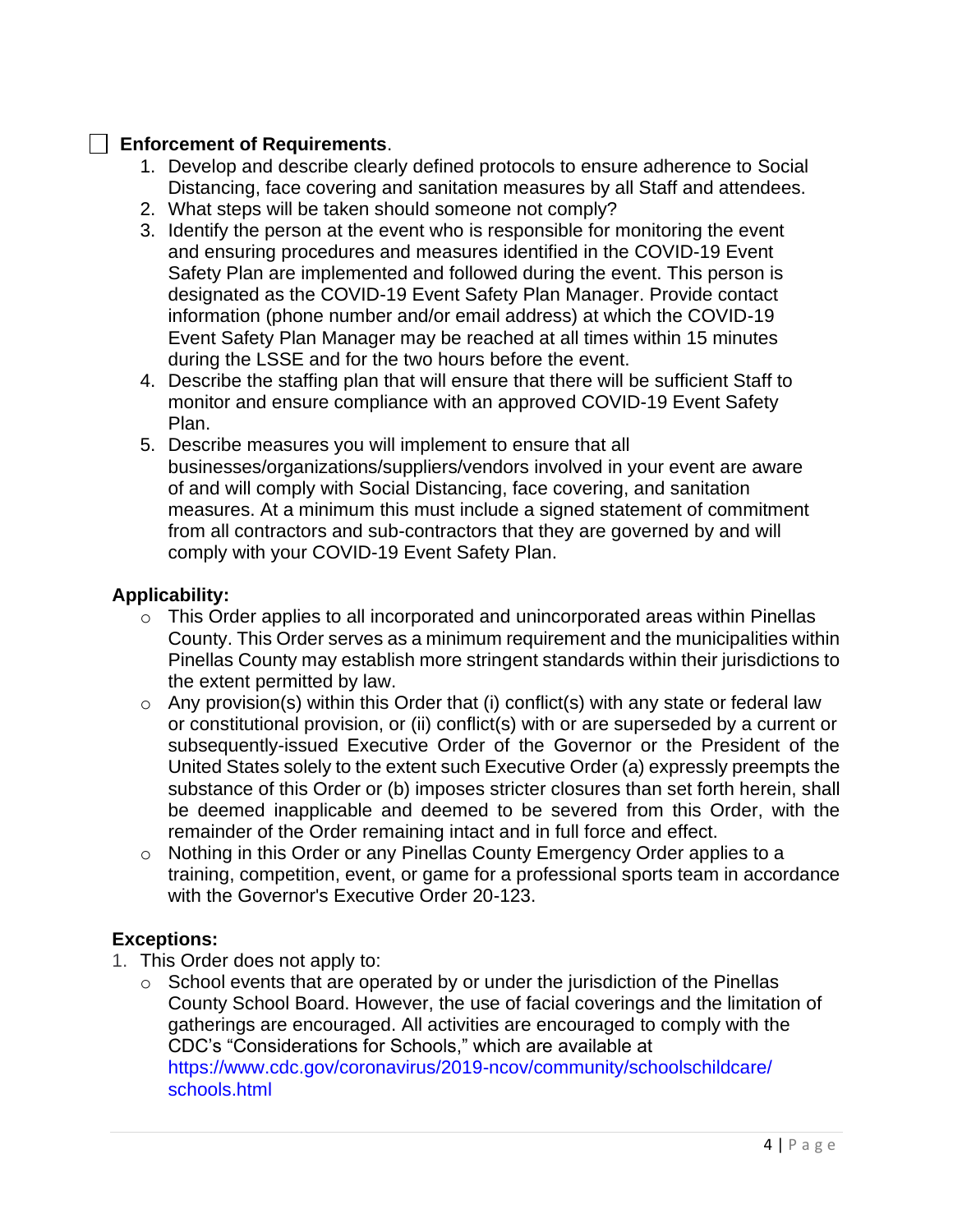☐ **Enforcement of Requirements**.

1. Develop and describe clearly defined protocols to ensure adherence to Social Distancing, face covering and sanitation measures by all Staff and attendees.
2. What steps will be taken should someone not comply?
3. Identify the person at the event who is responsible for monitoring the event and ensuring procedures and measures identified in the COVID-19 Event Safety Plan are implemented and followed during the event. This person is designated as the COVID-19 Event Safety Plan Manager. Provide contact information (phone number and/or email address) at which the COVID-19 Event Safety Plan Manager may be reached at all times within 15 minutes during the LSSE and for the two hours before the event.
4. Describe the staffing plan that will ensure that there will be sufficient Staff to monitor and ensure compliance with an approved COVID-19 Event Safety Plan.
5. Describe measures you will implement to ensure that all businesses/organizations/suppliers/vendors involved in your event are aware of and will comply with Social Distancing, face covering, and sanitation measures. At a minimum this must include a signed statement of commitment from all contractors and sub-contractors that they are governed by and will comply with your COVID-19 Event Safety Plan.

**Applicability:**

- This Order applies to all incorporated and unincorporated areas within Pinellas County. This Order serves as a minimum requirement and the municipalities within Pinellas County may establish more stringent standards within their jurisdictions to the extent permitted by law.
- Any provision(s) within this Order that (i) conflict(s) with any state or federal law or constitutional provision, or (ii) conflict(s) with or are superseded by a current or subsequently-issued Executive Order of the Governor or the President of the United States solely to the extent such Executive Order (a) expressly preempts the substance of this Order or (b) imposes stricter closures than set forth herein, shall be deemed inapplicable and deemed to be severed from this Order, with the remainder of the Order remaining intact and in full force and effect.
- Nothing in this Order or any Pinellas County Emergency Order applies to a training, competition, event, or game for a professional sports team in accordance with the Governor's Executive Order 20-123.

**Exceptions:**

1. This Order does not apply to:
   - School events that are operated by or under the jurisdiction of the Pinellas County School Board. However, the use of facial coverings and the limitation of gatherings are encouraged. All activities are encouraged to comply with the CDC's "Considerations for Schools," which are available at https://www.cdc.gov/coronavirus/2019-ncov/community/schoolschildcare/schools.html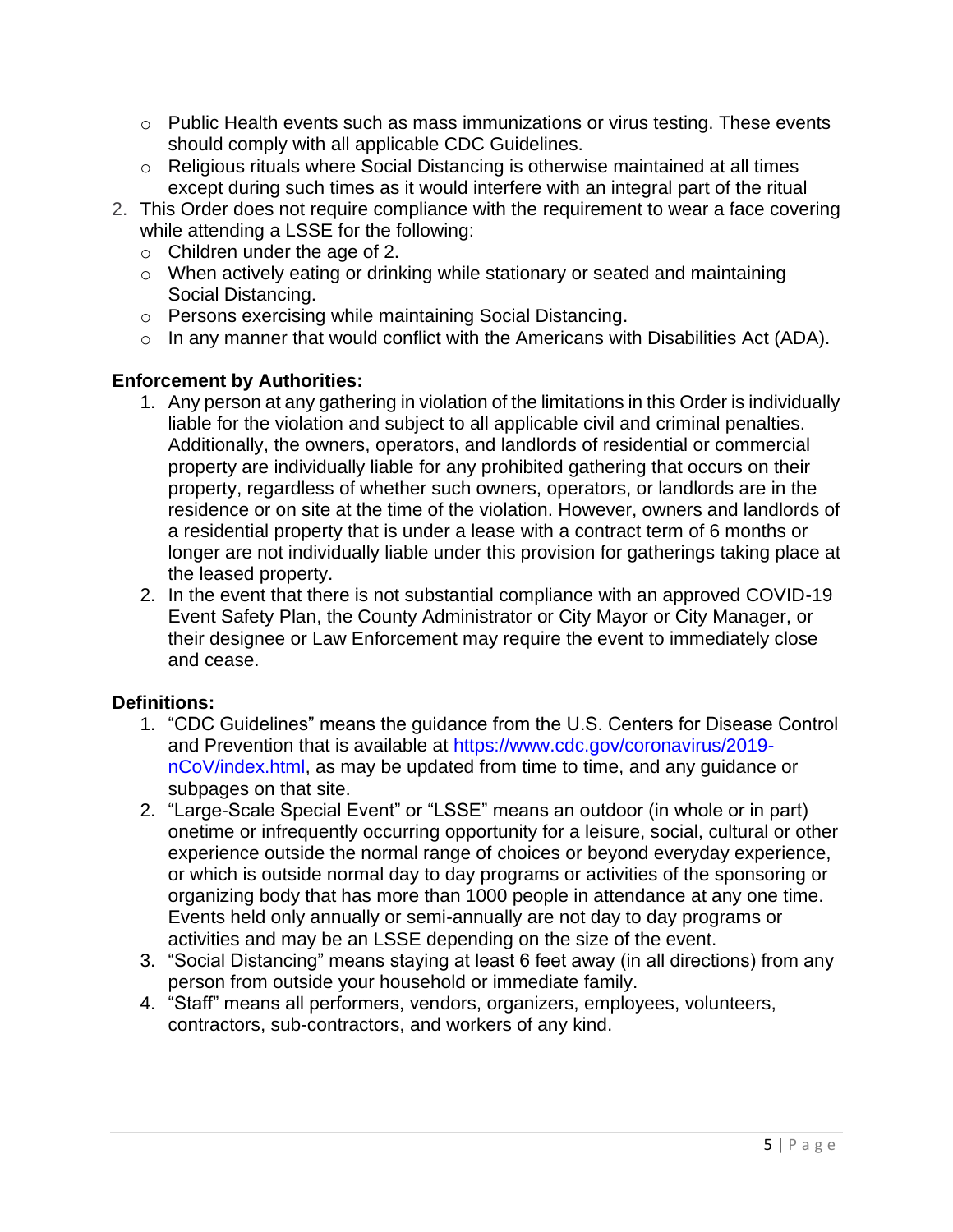- Public Health events such as mass immunizations or virus testing. These events should comply with all applicable CDC Guidelines.
  - Religious rituals where Social Distancing is otherwise maintained at all times except during such times as it would interfere with an integral part of the ritual
2. This Order does not require compliance with the requirement to wear a face covering while attending a LSSE for the following:
   - Children under the age of 2.
   - When actively eating or drinking while stationary or seated and maintaining Social Distancing.
   - Persons exercising while maintaining Social Distancing.
   - In any manner that would conflict with the Americans with Disabilities Act (ADA).

**Enforcement by Authorities:**

1. Any person at any gathering in violation of the limitations in this Order is individually liable for the violation and subject to all applicable civil and criminal penalties. Additionally, the owners, operators, and landlords of residential or commercial property are individually liable for any prohibited gathering that occurs on their property, regardless of whether such owners, operators, or landlords are in the residence or on site at the time of the violation. However, owners and landlords of a residential property that is under a lease with a contract term of 6 months or longer are not individually liable under this provision for gatherings taking place at the leased property.
2. In the event that there is not substantial compliance with an approved COVID-19 Event Safety Plan, the County Administrator or City Mayor or City Manager, or their designee or Law Enforcement may require the event to immediately close and cease.

**Definitions:**

1. "CDC Guidelines" means the guidance from the U.S. Centers for Disease Control and Prevention that is available at https://www.cdc.gov/coronavirus/2019-nCoV/index.html, as may be updated from time to time, and any guidance or subpages on that site.
2. "Large-Scale Special Event" or "LSSE" means an outdoor (in whole or in part) onetime or infrequently occurring opportunity for a leisure, social, cultural or other experience outside the normal range of choices or beyond everyday experience, or which is outside normal day to day programs or activities of the sponsoring or organizing body that has more than 1000 people in attendance at any one time. Events held only annually or semi-annually are not day to day programs or activities and may be an LSSE depending on the size of the event.
3. "Social Distancing" means staying at least 6 feet away (in all directions) from any person from outside your household or immediate family.
4. "Staff" means all performers, vendors, organizers, employees, volunteers, contractors, sub-contractors, and workers of any kind.